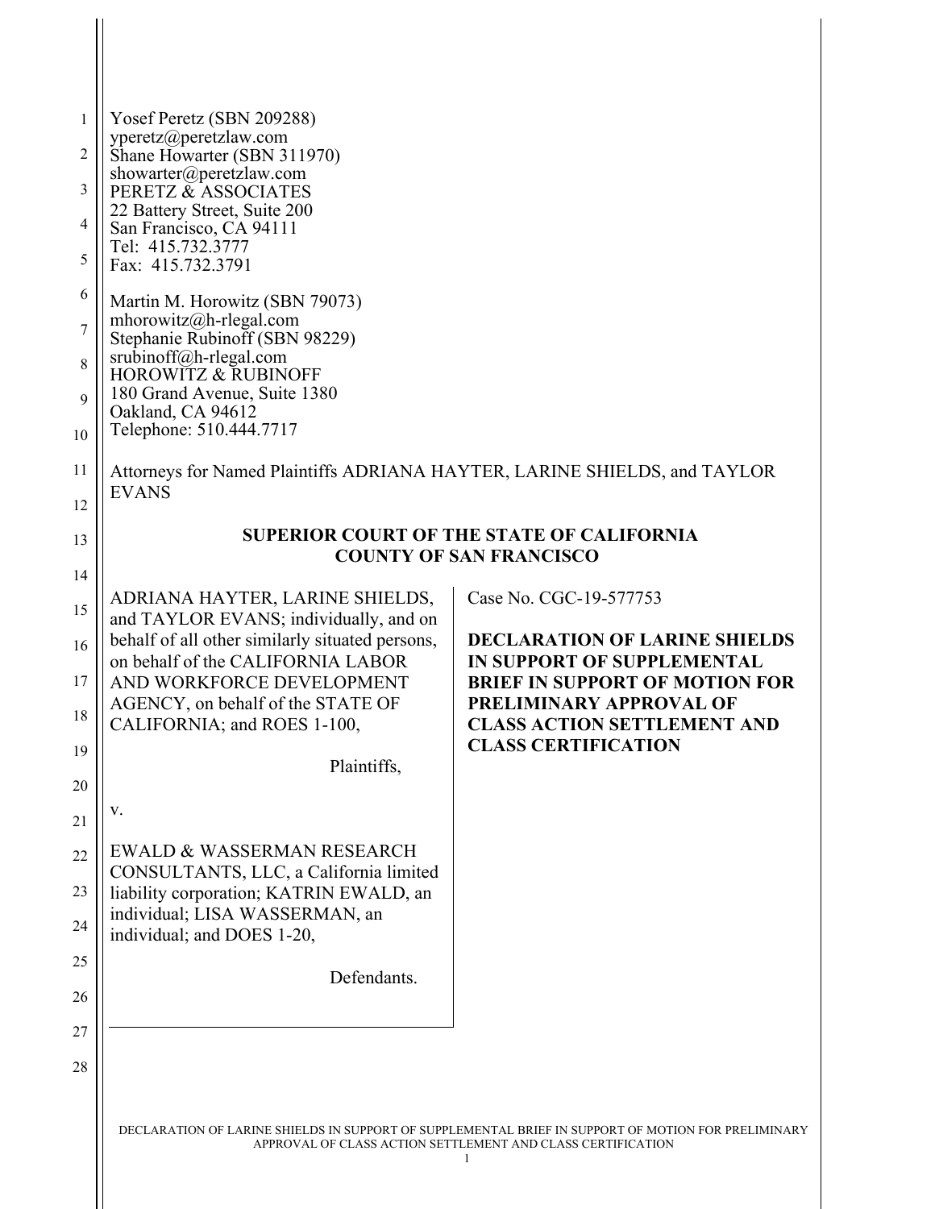Yosef Peretz (SBN 209288)
yperetz@peretzlaw.com
Shane Howarter (SBN 311970)
showarter@peretzlaw.com
PERETZ & ASSOCIATES
22 Battery Street, Suite 200
San Francisco, CA 94111
Tel: 415.732.3777
Fax: 415.732.3791

Martin M. Horowitz (SBN 79073)
mhorowitz@h-rlegal.com
Stephanie Rubinoff (SBN 98229)
srubinoff@h-rlegal.com
HOROWITZ & RUBINOFF
180 Grand Avenue, Suite 1380
Oakland, CA 94612
Telephone: 510.444.7717

Attorneys for Named Plaintiffs ADRIANA HAYTER, LARINE SHIELDS, and TAYLOR EVANS

**SUPERIOR COURT OF THE STATE OF CALIFORNIA**
**COUNTY OF SAN FRANCISCO**

ADRIANA HAYTER, LARINE SHIELDS, and TAYLOR EVANS; individually, and on behalf of all other similarly situated persons, on behalf of the CALIFORNIA LABOR AND WORKFORCE DEVELOPMENT AGENCY, on behalf of the STATE OF CALIFORNIA; and ROES 1-100,

Plaintiffs,

v.

EWALD & WASSERMAN RESEARCH CONSULTANTS, LLC, a California limited liability corporation; KATRIN EWALD, an individual; LISA WASSERMAN, an individual; and DOES 1-20,

Defendants.

Case No. CGC-19-577753

**DECLARATION OF LARINE SHIELDS IN SUPPORT OF SUPPLEMENTAL BRIEF IN SUPPORT OF MOTION FOR PRELIMINARY APPROVAL OF CLASS ACTION SETTLEMENT AND CLASS CERTIFICATION**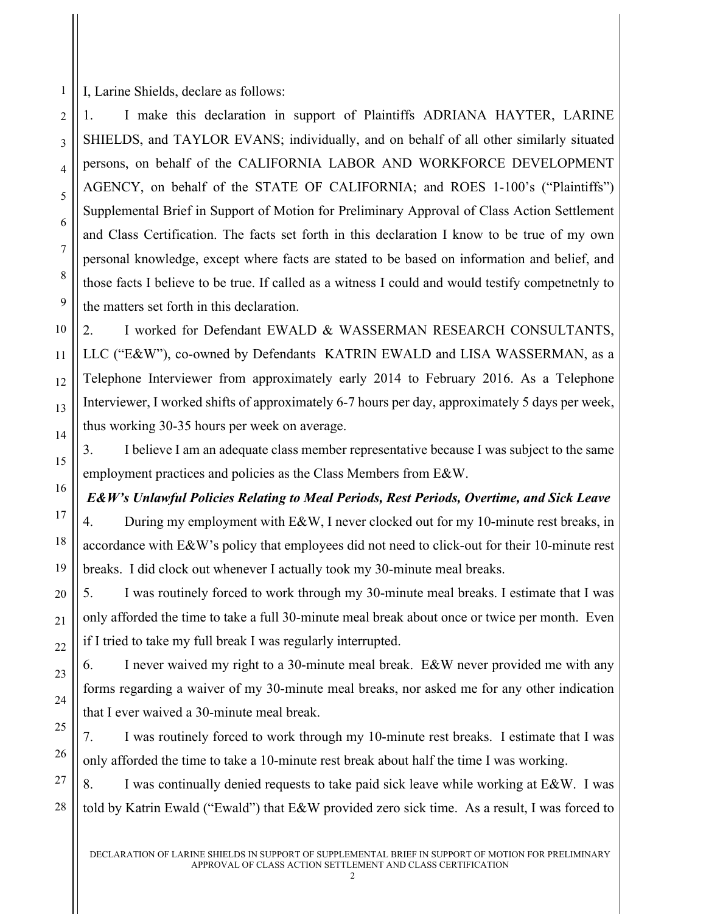I, Larine Shields, declare as follows:

1. I make this declaration in support of Plaintiffs ADRIANA HAYTER, LARINE SHIELDS, and TAYLOR EVANS; individually, and on behalf of all other similarly situated persons, on behalf of the CALIFORNIA LABOR AND WORKFORCE DEVELOPMENT AGENCY, on behalf of the STATE OF CALIFORNIA; and ROES 1-100's ("Plaintiffs") Supplemental Brief in Support of Motion for Preliminary Approval of Class Action Settlement and Class Certification. The facts set forth in this declaration I know to be true of my own personal knowledge, except where facts are stated to be based on information and belief, and those facts I believe to be true. If called as a witness I could and would testify competnetnly to the matters set forth in this declaration.

2. I worked for Defendant EWALD & WASSERMAN RESEARCH CONSULTANTS, LLC ("E&W"), co-owned by Defendants KATRIN EWALD and LISA WASSERMAN, as a Telephone Interviewer from approximately early 2014 to February 2016. As a Telephone Interviewer, I worked shifts of approximately 6-7 hours per day, approximately 5 days per week, thus working 30-35 hours per week on average.

3. I believe I am an adequate class member representative because I was subject to the same employment practices and policies as the Class Members from E&W.

***E&W's Unlawful Policies Relating to Meal Periods, Rest Periods, Overtime, and Sick Leave***

4. During my employment with E&W, I never clocked out for my 10-minute rest breaks, in accordance with E&W's policy that employees did not need to click-out for their 10-minute rest breaks. I did clock out whenever I actually took my 30-minute meal breaks.

5. I was routinely forced to work through my 30-minute meal breaks. I estimate that I was only afforded the time to take a full 30-minute meal break about once or twice per month. Even if I tried to take my full break I was regularly interrupted.

6. I never waived my right to a 30-minute meal break. E&W never provided me with any forms regarding a waiver of my 30-minute meal breaks, nor asked me for any other indication that I ever waived a 30-minute meal break.

7. I was routinely forced to work through my 10-minute rest breaks. I estimate that I was only afforded the time to take a 10-minute rest break about half the time I was working.

8. I was continually denied requests to take paid sick leave while working at E&W. I was told by Katrin Ewald ("Ewald") that E&W provided zero sick time. As a result, I was forced to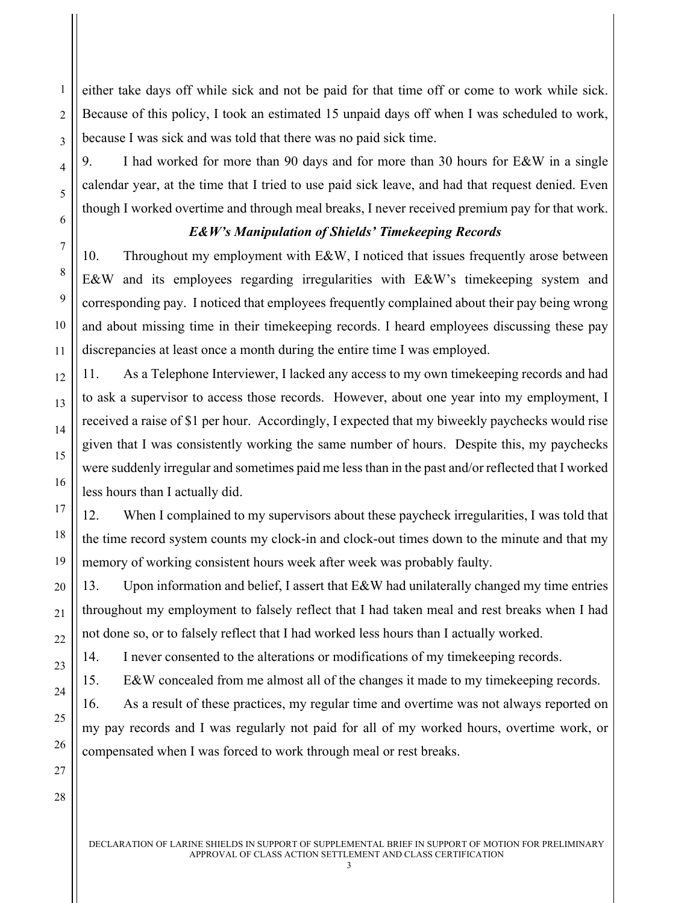either take days off while sick and not be paid for that time off or come to work while sick. Because of this policy, I took an estimated 15 unpaid days off when I was scheduled to work, because I was sick and was told that there was no paid sick time.

9. I had worked for more than 90 days and for more than 30 hours for E&W in a single calendar year, at the time that I tried to use paid sick leave, and had that request denied. Even though I worked overtime and through meal breaks, I never received premium pay for that work.

***E&W's Manipulation of Shields' Timekeeping Records***

10. Throughout my employment with E&W, I noticed that issues frequently arose between E&W and its employees regarding irregularities with E&W's timekeeping system and corresponding pay. I noticed that employees frequently complained about their pay being wrong and about missing time in their timekeeping records. I heard employees discussing these pay discrepancies at least once a month during the entire time I was employed.

11. As a Telephone Interviewer, I lacked any access to my own timekeeping records and had to ask a supervisor to access those records. However, about one year into my employment, I received a raise of $1 per hour. Accordingly, I expected that my biweekly paychecks would rise given that I was consistently working the same number of hours. Despite this, my paychecks were suddenly irregular and sometimes paid me less than in the past and/or reflected that I worked less hours than I actually did.

12. When I complained to my supervisors about these paycheck irregularities, I was told that the time record system counts my clock-in and clock-out times down to the minute and that my memory of working consistent hours week after week was probably faulty.

13. Upon information and belief, I assert that E&W had unilaterally changed my time entries throughout my employment to falsely reflect that I had taken meal and rest breaks when I had not done so, or to falsely reflect that I had worked less hours than I actually worked.

14. I never consented to the alterations or modifications of my timekeeping records.

15. E&W concealed from me almost all of the changes it made to my timekeeping records.

16. As a result of these practices, my regular time and overtime was not always reported on my pay records and I was regularly not paid for all of my worked hours, overtime work, or compensated when I was forced to work through meal or rest breaks.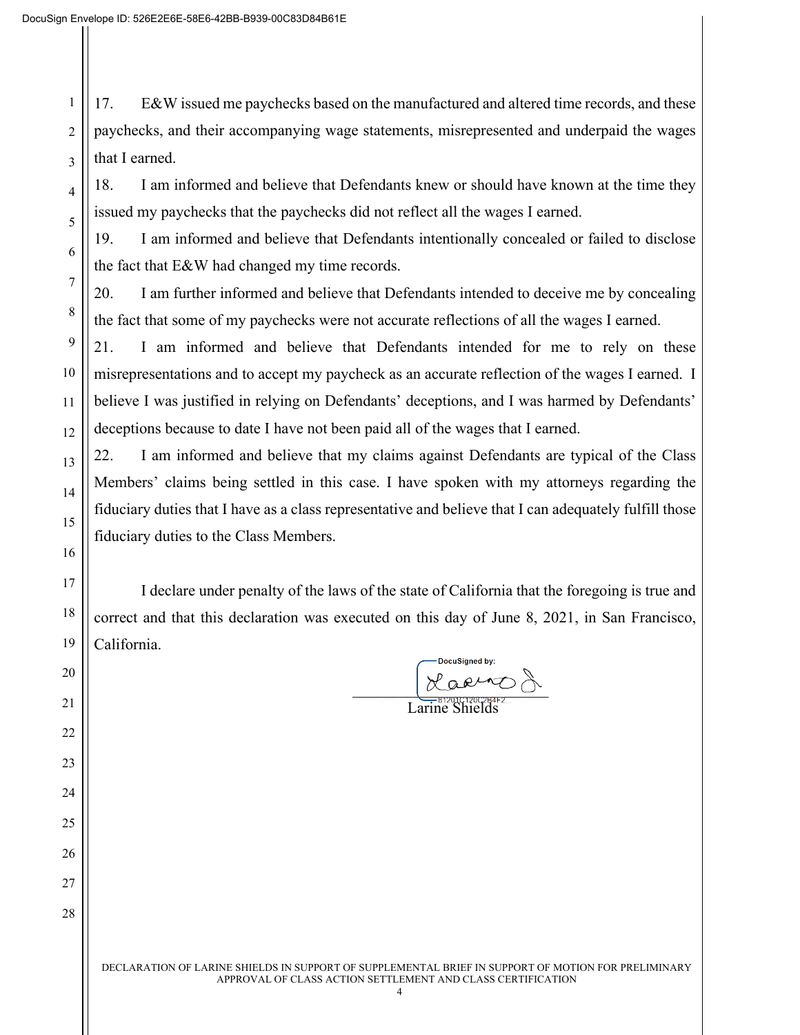17. E&W issued me paychecks based on the manufactured and altered time records, and these paychecks, and their accompanying wage statements, misrepresented and underpaid the wages that I earned.

18. I am informed and believe that Defendants knew or should have known at the time they issued my paychecks that the paychecks did not reflect all the wages I earned.

19. I am informed and believe that Defendants intentionally concealed or failed to disclose the fact that E&W had changed my time records.

20. I am further informed and believe that Defendants intended to deceive me by concealing the fact that some of my paychecks were not accurate reflections of all the wages I earned.

21. I am informed and believe that Defendants intended for me to rely on these misrepresentations and to accept my paycheck as an accurate reflection of the wages I earned. I believe I was justified in relying on Defendants' deceptions, and I was harmed by Defendants' deceptions because to date I have not been paid all of the wages that I earned.

22. I am informed and believe that my claims against Defendants are typical of the Class Members' claims being settled in this case. I have spoken with my attorneys regarding the fiduciary duties that I have as a class representative and believe that I can adequately fulfill those fiduciary duties to the Class Members.

I declare under penalty of the laws of the state of California that the foregoing is true and correct and that this declaration was executed on this day of June 8, 2021, in San Francisco, California.

DocuSigned by:

81201C120C2B4F2

Larine Shields